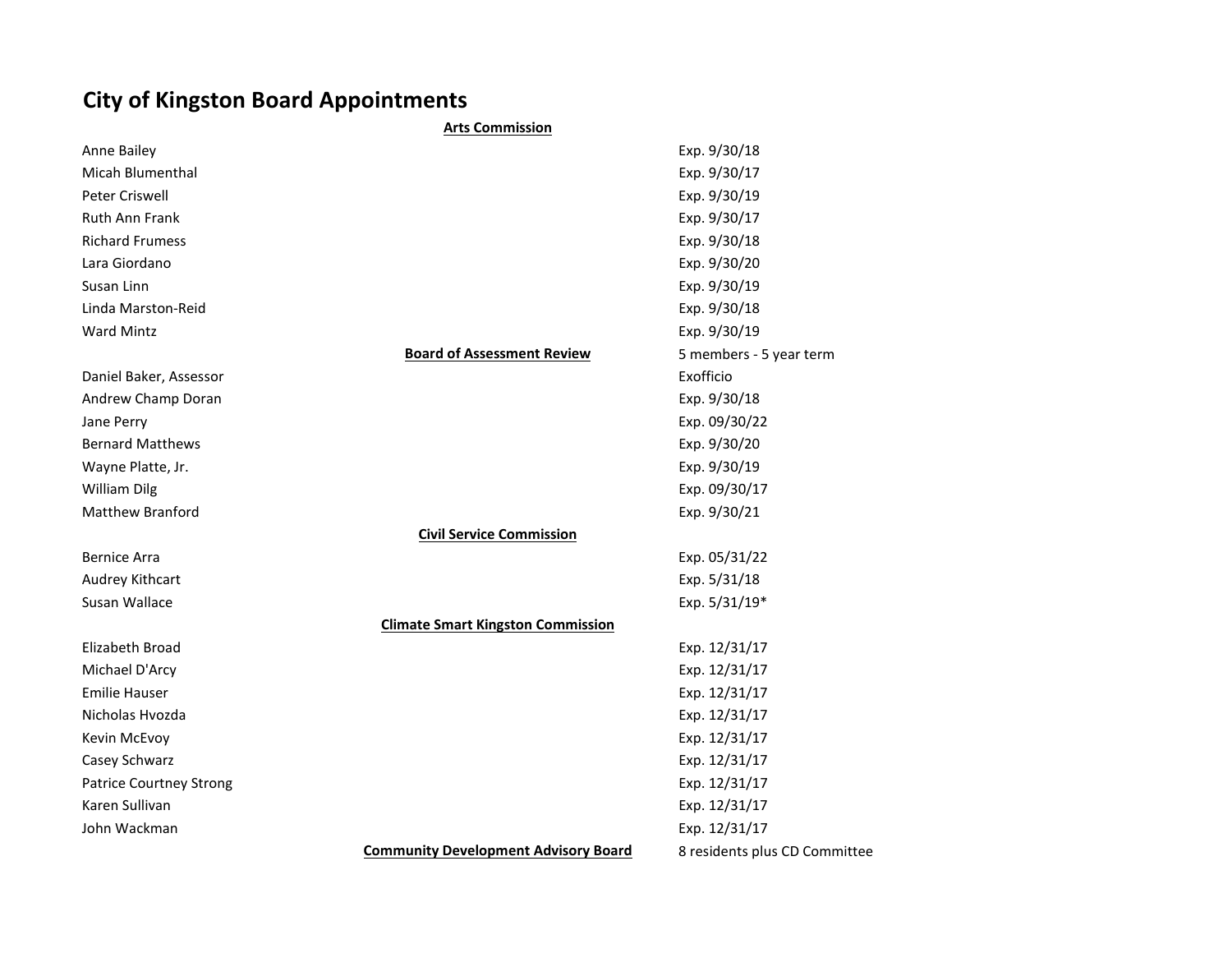# City of Kingston Board Appointments

## Arts Commission

| | |
|---|---|
| Anne Bailey | Exp. 9/30/18 |
| Micah Blumenthal | Exp. 9/30/17 |
| Peter Criswell | Exp. 9/30/19 |
| Ruth Ann Frank | Exp. 9/30/17 |
| Richard Frumess | Exp. 9/30/18 |
| Lara Giordano | Exp. 9/30/20 |
| Susan Linn | Exp. 9/30/19 |
| Linda Marston-Reid | Exp. 9/30/18 |
| Ward Mintz | Exp. 9/30/19 |

## Board of Assessment Review

5 members - 5 year term

| | |
|---|---|
| Daniel Baker, Assessor | Exofficio |
| Andrew Champ Doran | Exp. 9/30/18 |
| Jane Perry | Exp. 09/30/22 |
| Bernard Matthews | Exp. 9/30/20 |
| Wayne Platte, Jr. | Exp. 9/30/19 |
| William Dilg | Exp. 09/30/17 |
| Matthew Branford | Exp. 9/30/21 |

## Civil Service Commission

| | |
|---|---|
| Bernice Arra | Exp. 05/31/22 |
| Audrey Kithcart | Exp. 5/31/18 |
| Susan Wallace | Exp. 5/31/19* |

## Climate Smart Kingston Commission

| | |
|---|---|
| Elizabeth Broad | Exp. 12/31/17 |
| Michael D'Arcy | Exp. 12/31/17 |
| Emilie Hauser | Exp. 12/31/17 |
| Nicholas Hvozda | Exp. 12/31/17 |
| Kevin McEvoy | Exp. 12/31/17 |
| Casey Schwarz | Exp. 12/31/17 |
| Patrice Courtney Strong | Exp. 12/31/17 |
| Karen Sullivan | Exp. 12/31/17 |
| John Wackman | Exp. 12/31/17 |

## Community Development Advisory Board

8 residents plus CD Committee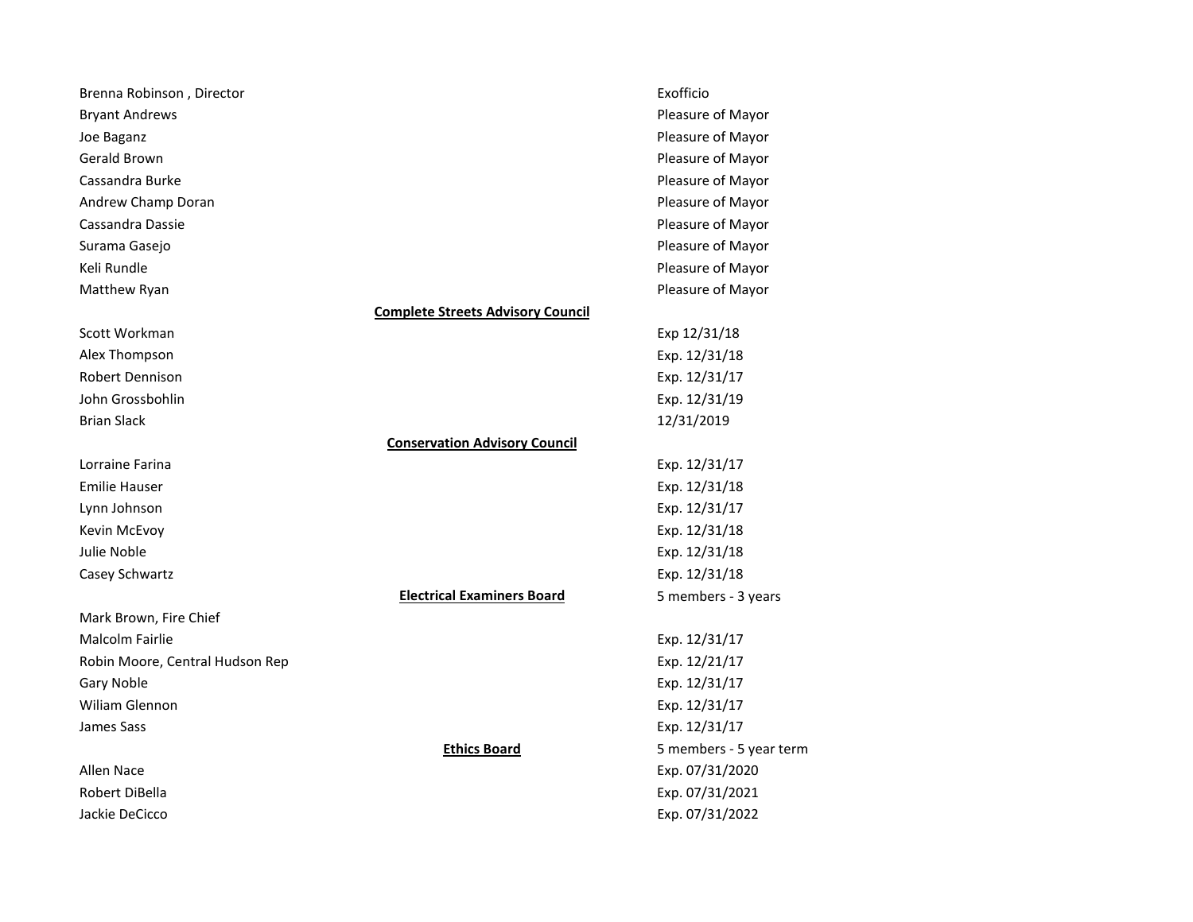| | |
|---|---|
| Brenna Robinson , Director | Exofficio |
| Bryant Andrews | Pleasure of Mayor |
| Joe Baganz | Pleasure of Mayor |
| Gerald Brown | Pleasure of Mayor |
| Cassandra Burke | Pleasure of Mayor |
| Andrew Champ Doran | Pleasure of Mayor |
| Cassandra Dassie | Pleasure of Mayor |
| Surama Gasejo | Pleasure of Mayor |
| Keli Rundle | Pleasure of Mayor |
| Matthew Ryan | Pleasure of Mayor |

**Complete Streets Advisory Council**

| | |
|---|---|
| Scott Workman | Exp 12/31/18 |
| Alex Thompson | Exp. 12/31/18 |
| Robert Dennison | Exp. 12/31/17 |
| John Grossbohlin | Exp. 12/31/19 |
| Brian Slack | 12/31/2019 |

**Conservation Advisory Council**

| | |
|---|---|
| Lorraine Farina | Exp. 12/31/17 |
| Emilie Hauser | Exp. 12/31/18 |
| Lynn Johnson | Exp. 12/31/17 |
| Kevin McEvoy | Exp. 12/31/18 |
| Julie Noble | Exp. 12/31/18 |
| Casey Schwartz | Exp. 12/31/18 |

**Electrical Examiners Board** — 5 members - 3 years

| | |
|---|---|
| Mark Brown, Fire Chief | |
| Malcolm Fairlie | Exp. 12/31/17 |
| Robin Moore, Central Hudson Rep | Exp. 12/21/17 |
| Gary Noble | Exp. 12/31/17 |
| Wiliam Glennon | Exp. 12/31/17 |
| James Sass | Exp. 12/31/17 |

**Ethics Board** — 5 members - 5 year term

| | |
|---|---|
| Allen Nace | Exp. 07/31/2020 |
| Robert DiBella | Exp. 07/31/2021 |
| Jackie DeCicco | Exp. 07/31/2022 |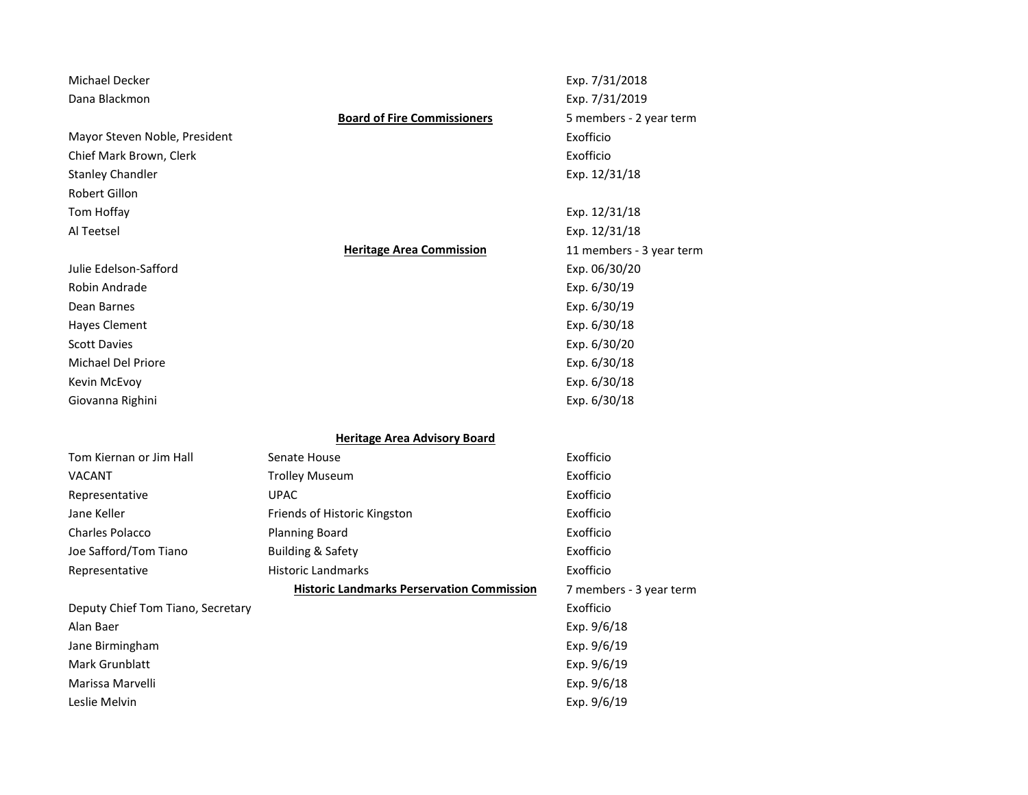| | | |
|---|---|---|
| Michael Decker | | Exp. 7/31/2018 |
| Dana Blackmon | | Exp. 7/31/2019 |
| | **Board of Fire Commissioners** | 5 members - 2 year term |
| Mayor Steven Noble, President | | Exofficio |
| Chief Mark Brown, Clerk | | Exofficio |
| Stanley Chandler | | Exp. 12/31/18 |
| Robert Gillon | | |
| Tom Hoffay | | Exp. 12/31/18 |
| Al Teetsel | | Exp. 12/31/18 |
| | **Heritage Area Commission** | 11 members - 3 year term |
| Julie Edelson-Safford | | Exp. 06/30/20 |
| Robin Andrade | | Exp. 6/30/19 |
| Dean Barnes | | Exp. 6/30/19 |
| Hayes Clement | | Exp. 6/30/18 |
| Scott Davies | | Exp. 6/30/20 |
| Michael Del Priore | | Exp. 6/30/18 |
| Kevin McEvoy | | Exp. 6/30/18 |
| Giovanna Righini | | Exp. 6/30/18 |
| | **Heritage Area Advisory Board** | |
| Tom Kiernan or Jim Hall | Senate House | Exofficio |
| VACANT | Trolley Museum | Exofficio |
| Representative | UPAC | Exofficio |
| Jane Keller | Friends of Historic Kingston | Exofficio |
| Charles Polacco | Planning Board | Exofficio |
| Joe Safford/Tom Tiano | Building & Safety | Exofficio |
| Representative | Historic Landmarks | Exofficio |
| | **Historic Landmarks Perservation Commission** | 7 members - 3 year term |
| Deputy Chief Tom Tiano, Secretary | | Exofficio |
| Alan Baer | | Exp. 9/6/18 |
| Jane Birmingham | | Exp. 9/6/19 |
| Mark Grunblatt | | Exp. 9/6/19 |
| Marissa Marvelli | | Exp. 9/6/18 |
| Leslie Melvin | | Exp. 9/6/19 |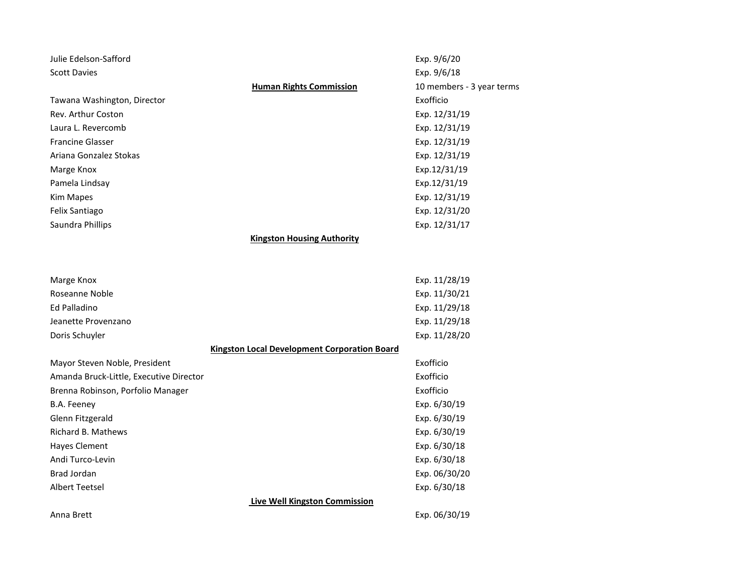| | |
|---|---|
| Julie Edelson-Safford | Exp. 9/6/20 |
| Scott Davies | Exp. 9/6/18 |

**Human Rights Commission** — 10 members - 3 year terms

| | |
|---|---|
| Tawana Washington, Director | Exofficio |
| Rev. Arthur Coston | Exp. 12/31/19 |
| Laura L. Revercomb | Exp. 12/31/19 |
| Francine Glasser | Exp. 12/31/19 |
| Ariana Gonzalez Stokas | Exp. 12/31/19 |
| Marge Knox | Exp.12/31/19 |
| Pamela Lindsay | Exp.12/31/19 |
| Kim Mapes | Exp. 12/31/19 |
| Felix Santiago | Exp. 12/31/20 |
| Saundra Phillips | Exp. 12/31/17 |

**Kingston Housing Authority**

| | |
|---|---|
| Marge Knox | Exp. 11/28/19 |
| Roseanne Noble | Exp. 11/30/21 |
| Ed Palladino | Exp. 11/29/18 |
| Jeanette Provenzano | Exp. 11/29/18 |
| Doris Schuyler | Exp. 11/28/20 |

**Kingston Local Development Corporation Board**

| | |
|---|---|
| Mayor Steven Noble, President | Exofficio |
| Amanda Bruck-Little, Executive Director | Exofficio |
| Brenna Robinson, Porfolio Manager | Exofficio |
| B.A. Feeney | Exp. 6/30/19 |
| Glenn Fitzgerald | Exp. 6/30/19 |
| Richard B. Mathews | Exp. 6/30/19 |
| Hayes Clement | Exp. 6/30/18 |
| Andi Turco-Levin | Exp. 6/30/18 |
| Brad Jordan | Exp. 06/30/20 |
| Albert Teetsel | Exp. 6/30/18 |

**Live Well Kingston Commission**

| | |
|---|---|
| Anna Brett | Exp. 06/30/19 |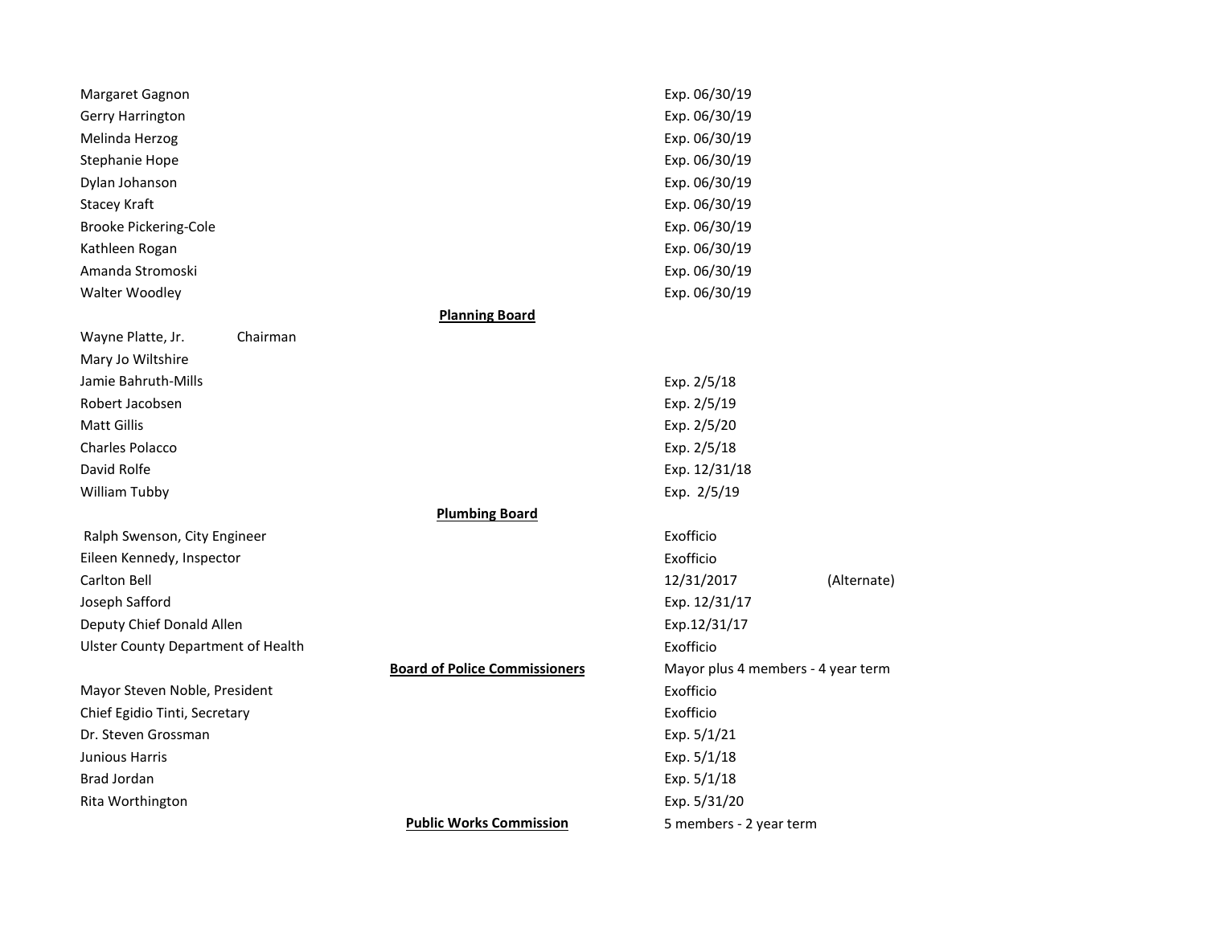| | | |
|---|---|---|
| Margaret Gagnon | Exp. 06/30/19 | |
| Gerry Harrington | Exp. 06/30/19 | |
| Melinda Herzog | Exp. 06/30/19 | |
| Stephanie Hope | Exp. 06/30/19 | |
| Dylan Johanson | Exp. 06/30/19 | |
| Stacey Kraft | Exp. 06/30/19 | |
| Brooke Pickering-Cole | Exp. 06/30/19 | |
| Kathleen Rogan | Exp. 06/30/19 | |
| Amanda Stromoski | Exp. 06/30/19 | |
| Walter Woodley | Exp. 06/30/19 | |

**Planning Board**

| | | |
|---|---|---|
| Wayne Platte, Jr. Chairman | | |
| Mary Jo Wiltshire | | |
| Jamie Bahruth-Mills | Exp. 2/5/18 | |
| Robert Jacobsen | Exp. 2/5/19 | |
| Matt Gillis | Exp. 2/5/20 | |
| Charles Polacco | Exp. 2/5/18 | |
| David Rolfe | Exp. 12/31/18 | |
| William Tubby | Exp. 2/5/19 | |

**Plumbing Board**

| | | |
|---|---|---|
| Ralph Swenson, City Engineer | Exofficio | |
| Eileen Kennedy, Inspector | Exofficio | |
| Carlton Bell | 12/31/2017 | (Alternate) |
| Joseph Safford | Exp. 12/31/17 | |
| Deputy Chief Donald Allen | Exp.12/31/17 | |
| Ulster County Department of Health | Exofficio | |

**Board of Police Commissioners** — Mayor plus 4 members - 4 year term

| | | |
|---|---|---|
| Mayor Steven Noble, President | Exofficio | |
| Chief Egidio Tinti, Secretary | Exofficio | |
| Dr. Steven Grossman | Exp. 5/1/21 | |
| Junious Harris | Exp. 5/1/18 | |
| Brad Jordan | Exp. 5/1/18 | |
| Rita Worthington | Exp. 5/31/20 | |

**Public Works Commission** — 5 members - 2 year term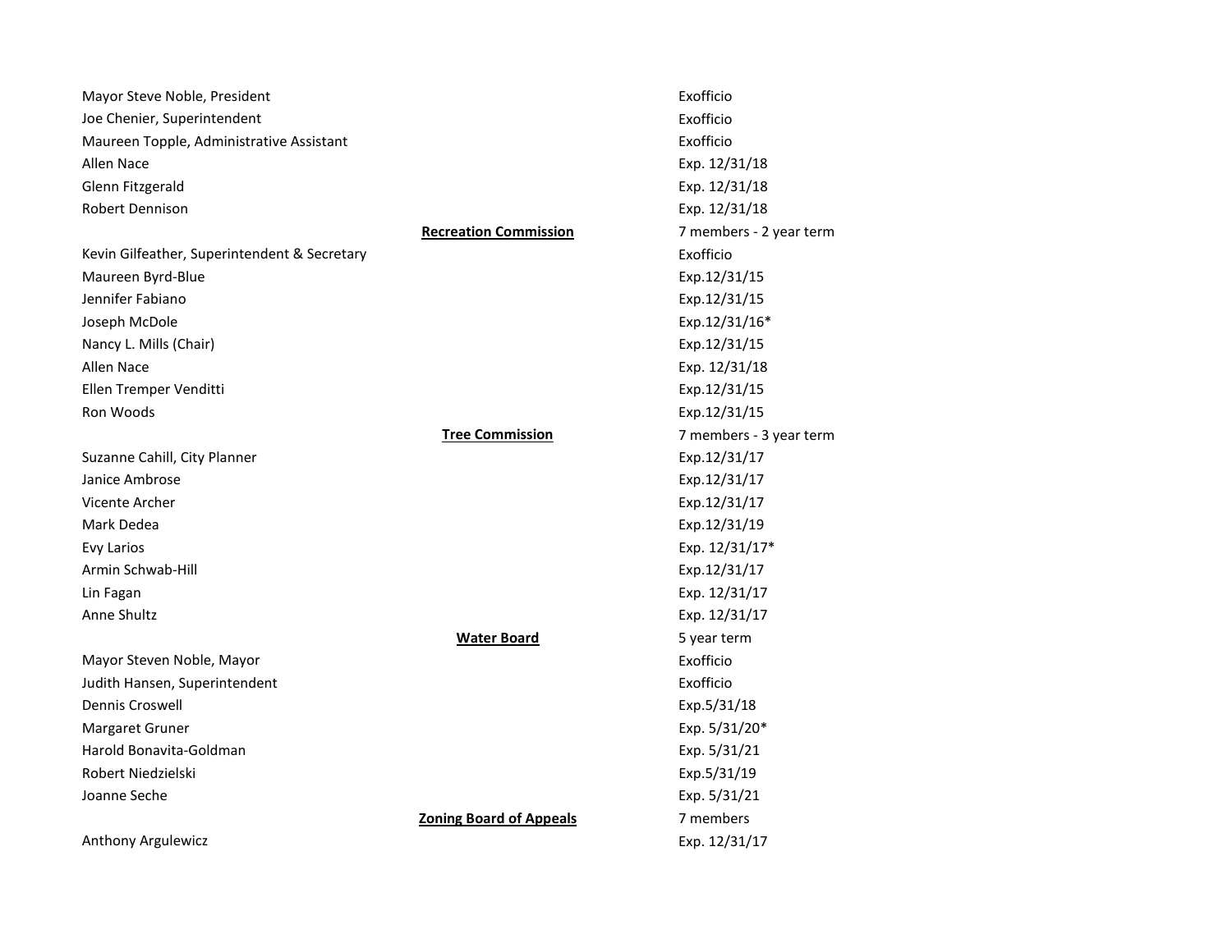| | | |
|---|---|---|
| Mayor Steve Noble, President | | Exofficio |
| Joe Chenier, Superintendent | | Exofficio |
| Maureen Topple, Administrative Assistant | | Exofficio |
| Allen Nace | | Exp. 12/31/18 |
| Glenn Fitzgerald | | Exp. 12/31/18 |
| Robert Dennison | | Exp. 12/31/18 |
| | **Recreation Commission** | 7 members - 2 year term |
| Kevin Gilfeather, Superintendent & Secretary | | Exofficio |
| Maureen Byrd-Blue | | Exp.12/31/15 |
| Jennifer Fabiano | | Exp.12/31/15 |
| Joseph McDole | | Exp.12/31/16* |
| Nancy L. Mills (Chair) | | Exp.12/31/15 |
| Allen Nace | | Exp. 12/31/18 |
| Ellen Tremper Venditti | | Exp.12/31/15 |
| Ron Woods | | Exp.12/31/15 |
| | **Tree Commission** | 7 members - 3 year term |
| Suzanne Cahill, City Planner | | Exp.12/31/17 |
| Janice Ambrose | | Exp.12/31/17 |
| Vicente Archer | | Exp.12/31/17 |
| Mark Dedea | | Exp.12/31/19 |
| Evy Larios | | Exp. 12/31/17* |
| Armin Schwab-Hill | | Exp.12/31/17 |
| Lin Fagan | | Exp. 12/31/17 |
| Anne Shultz | | Exp. 12/31/17 |
| | **Water Board** | 5 year term |
| Mayor Steven Noble, Mayor | | Exofficio |
| Judith Hansen, Superintendent | | Exofficio |
| Dennis Croswell | | Exp.5/31/18 |
| Margaret Gruner | | Exp. 5/31/20* |
| Harold Bonavita-Goldman | | Exp. 5/31/21 |
| Robert Niedzielski | | Exp.5/31/19 |
| Joanne Seche | | Exp. 5/31/21 |
| | **Zoning Board of Appeals** | 7 members |
| Anthony Argulewicz | | Exp. 12/31/17 |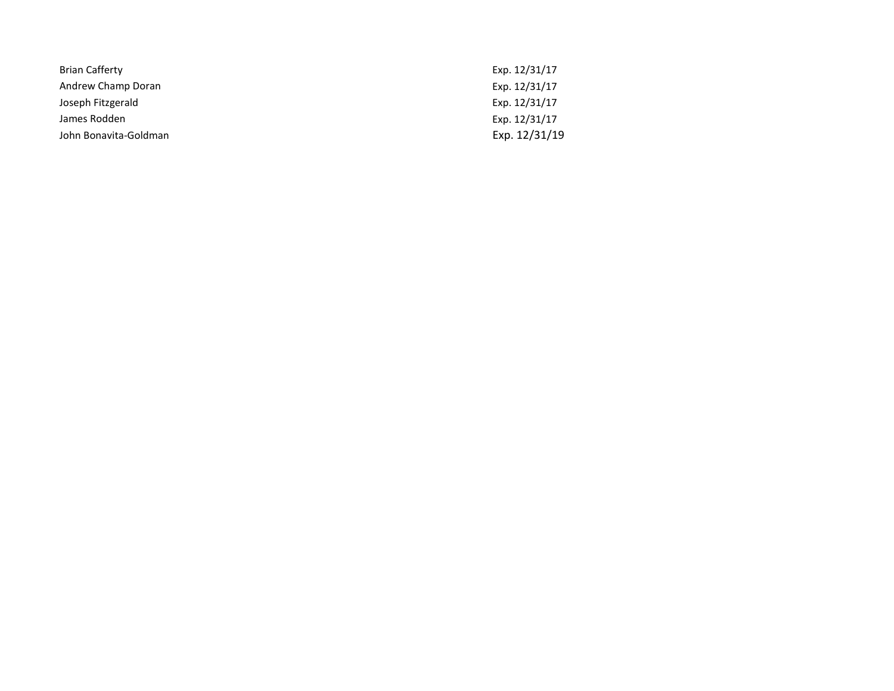| | |
|---|---|
| Brian Cafferty | Exp. 12/31/17 |
| Andrew Champ Doran | Exp. 12/31/17 |
| Joseph Fitzgerald | Exp. 12/31/17 |
| James Rodden | Exp. 12/31/17 |
| John Bonavita-Goldman | Exp. 12/31/19 |